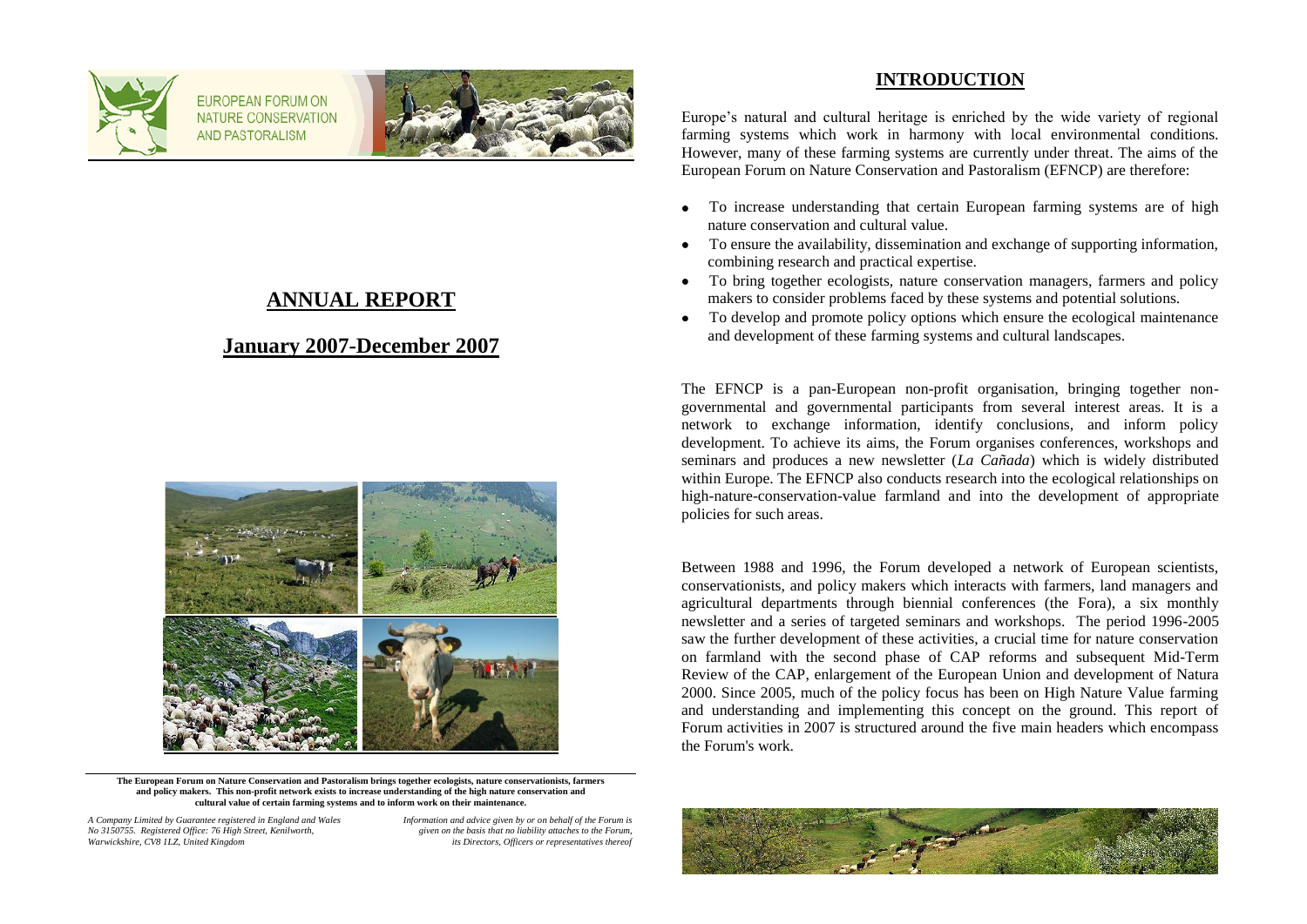EUROPEAN FORUM ON NATURE CONSERVATION AND PASTORALISM

# ANNUAL REPORT

## January 2007-December 2007

**The European Forum on Nature Conservation and Pastoralism brings together ecologists, nature conservationists, farmers and policy makers. This non-profit network exists to increase understanding of the high nature conservation and cultural value of certain farming systems and to inform work on their maintenance.**

*A Company Limited by Guarantee registered in England and Wales No 3150755. Registered Office: 76 High Street, Kenilworth, Warwickshire, CV8 1LZ, United Kingdom*

*Information and advice given by or on behalf of the Forum is given on the basis that no liability attaches to the Forum, its Directors, Officers or representatives thereof*

## INTRODUCTION

Europe's natural and cultural heritage is enriched by the wide variety of regional farming systems which work in harmony with local environmental conditions. However, many of these farming systems are currently under threat. The aims of the European Forum on Nature Conservation and Pastoralism (EFNCP) are therefore:

- To increase understanding that certain European farming systems are of high nature conservation and cultural value.
- To ensure the availability, dissemination and exchange of supporting information, combining research and practical expertise.
- To bring together ecologists, nature conservation managers, farmers and policy makers to consider problems faced by these systems and potential solutions.
- To develop and promote policy options which ensure the ecological maintenance and development of these farming systems and cultural landscapes.

The EFNCP is a pan-European non-profit organisation, bringing together non-governmental and governmental participants from several interest areas. It is a network to exchange information, identify conclusions, and inform policy development. To achieve its aims, the Forum organises conferences, workshops and seminars and produces a new newsletter (*La Cañada*) which is widely distributed within Europe. The EFNCP also conducts research into the ecological relationships on high-nature-conservation-value farmland and into the development of appropriate policies for such areas.

Between 1988 and 1996, the Forum developed a network of European scientists, conservationists, and policy makers which interacts with farmers, land managers and agricultural departments through biennial conferences (the Fora), a six monthly newsletter and a series of targeted seminars and workshops. The period 1996-2005 saw the further development of these activities, a crucial time for nature conservation on farmland with the second phase of CAP reforms and subsequent Mid-Term Review of the CAP, enlargement of the European Union and development of Natura 2000. Since 2005, much of the policy focus has been on High Nature Value farming and understanding and implementing this concept on the ground. This report of Forum activities in 2007 is structured around the five main headers which encompass the Forum's work.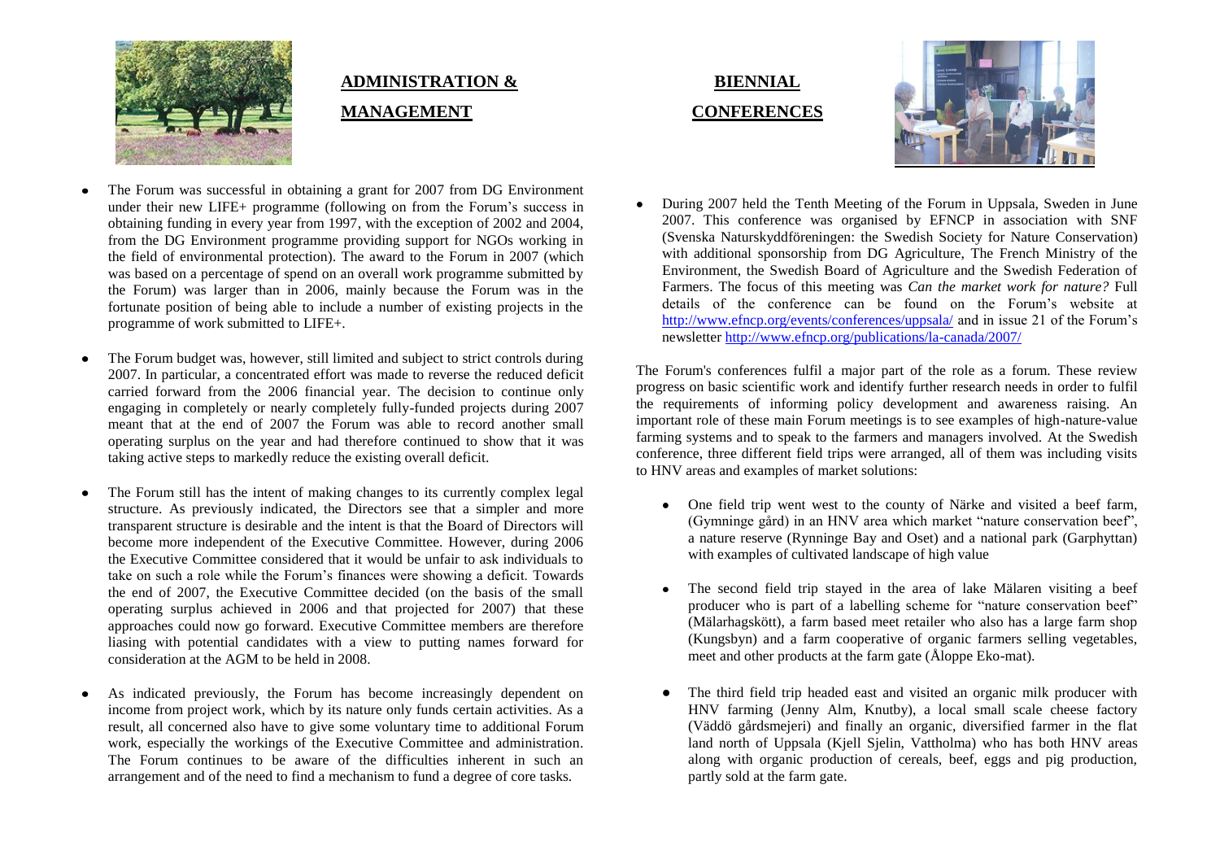## ADMINISTRATION & MANAGEMENT

- The Forum was successful in obtaining a grant for 2007 from DG Environment under their new LIFE+ programme (following on from the Forum's success in obtaining funding in every year from 1997, with the exception of 2002 and 2004, from the DG Environment programme providing support for NGOs working in the field of environmental protection). The award to the Forum in 2007 (which was based on a percentage of spend on an overall work programme submitted by the Forum) was larger than in 2006, mainly because the Forum was in the fortunate position of being able to include a number of existing projects in the programme of work submitted to LIFE+.

- The Forum budget was, however, still limited and subject to strict controls during 2007. In particular, a concentrated effort was made to reverse the reduced deficit carried forward from the 2006 financial year. The decision to continue only engaging in completely or nearly completely fully-funded projects during 2007 meant that at the end of 2007 the Forum was able to record another small operating surplus on the year and had therefore continued to show that it was taking active steps to markedly reduce the existing overall deficit.

- The Forum still has the intent of making changes to its currently complex legal structure. As previously indicated, the Directors see that a simpler and more transparent structure is desirable and the intent is that the Board of Directors will become more independent of the Executive Committee. However, during 2006 the Executive Committee considered that it would be unfair to ask individuals to take on such a role while the Forum's finances were showing a deficit. Towards the end of 2007, the Executive Committee decided (on the basis of the small operating surplus achieved in 2006 and that projected for 2007) that these approaches could now go forward. Executive Committee members are therefore liasing with potential candidates with a view to putting names forward for consideration at the AGM to be held in 2008.

- As indicated previously, the Forum has become increasingly dependent on income from project work, which by its nature only funds certain activities. As a result, all concerned also have to give some voluntary time to additional Forum work, especially the workings of the Executive Committee and administration. The Forum continues to be aware of the difficulties inherent in such an arrangement and of the need to find a mechanism to fund a degree of core tasks.

## BIENNIAL CONFERENCES

- During 2007 held the Tenth Meeting of the Forum in Uppsala, Sweden in June 2007. This conference was organised by EFNCP in association with SNF (Svenska Naturskyddföreningen: the Swedish Society for Nature Conservation) with additional sponsorship from DG Agriculture, The French Ministry of the Environment, the Swedish Board of Agriculture and the Swedish Federation of Farmers. The focus of this meeting was *Can the market work for nature?* Full details of the conference can be found on the Forum's website at http://www.efncp.org/events/conferences/uppsala/ and in issue 21 of the Forum's newsletter http://www.efncp.org/publications/la-canada/2007/

The Forum's conferences fulfil a major part of the role as a forum. These review progress on basic scientific work and identify further research needs in order to fulfil the requirements of informing policy development and awareness raising. An important role of these main Forum meetings is to see examples of high-nature-value farming systems and to speak to the farmers and managers involved. At the Swedish conference, three different field trips were arranged, all of them was including visits to HNV areas and examples of market solutions:

- One field trip went west to the county of Närke and visited a beef farm, (Gymninge gård) in an HNV area which market "nature conservation beef", a nature reserve (Rynninge Bay and Oset) and a national park (Garphyttan) with examples of cultivated landscape of high value

- The second field trip stayed in the area of lake Mälaren visiting a beef producer who is part of a labelling scheme for "nature conservation beef" (Mälarhagskött), a farm based meet retailer who also has a large farm shop (Kungsbyn) and a farm cooperative of organic farmers selling vegetables, meet and other products at the farm gate (Åloppe Eko-mat).

- The third field trip headed east and visited an organic milk producer with HNV farming (Jenny Alm, Knutby), a local small scale cheese factory (Väddö gårdsmejeri) and finally an organic, diversified farmer in the flat land north of Uppsala (Kjell Sjelin, Vattholma) who has both HNV areas along with organic production of cereals, beef, eggs and pig production, partly sold at the farm gate.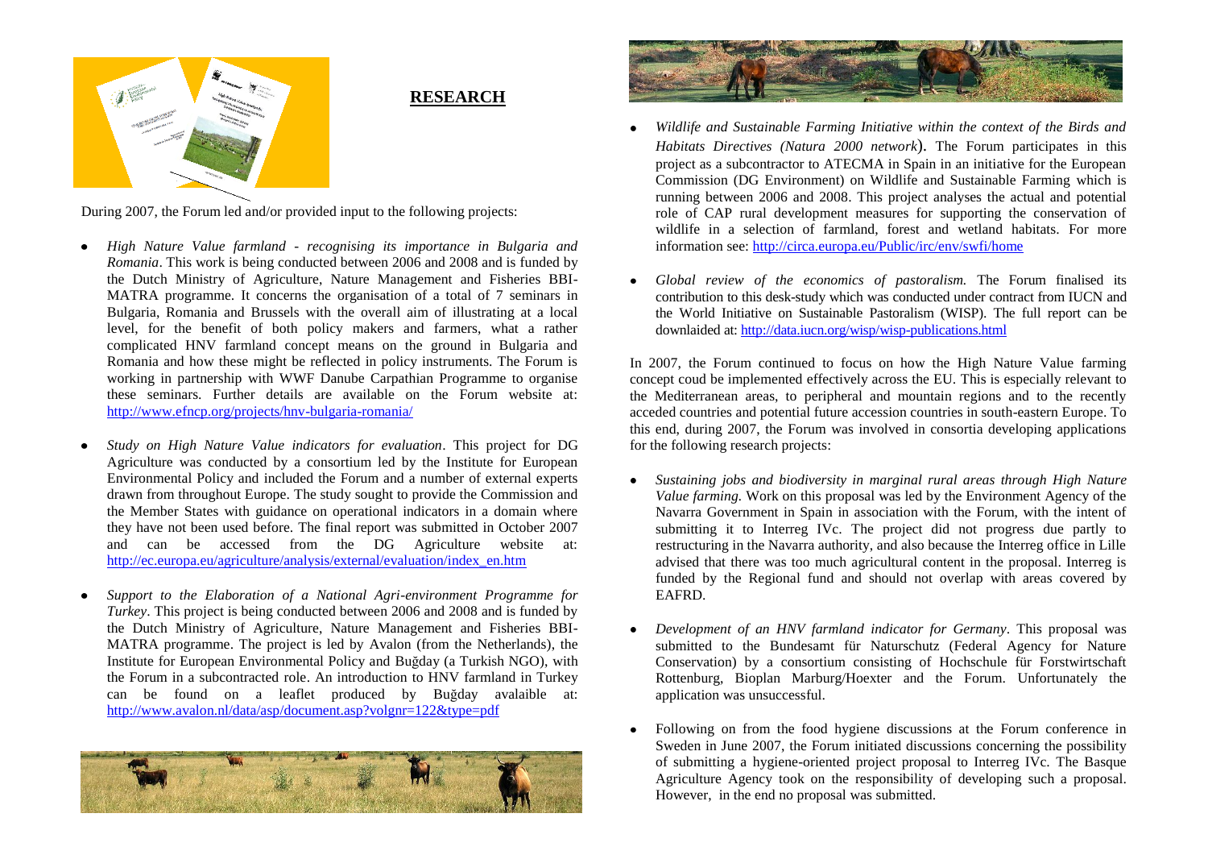## RESEARCH

During 2007, the Forum led and/or provided input to the following projects:

- *High Nature Value farmland - recognising its importance in Bulgaria and Romania*. This work is being conducted between 2006 and 2008 and is funded by the Dutch Ministry of Agriculture, Nature Management and Fisheries BBI-MATRA programme. It concerns the organisation of a total of 7 seminars in Bulgaria, Romania and Brussels with the overall aim of illustrating at a local level, for the benefit of both policy makers and farmers, what a rather complicated HNV farmland concept means on the ground in Bulgaria and Romania and how these might be reflected in policy instruments. The Forum is working in partnership with WWF Danube Carpathian Programme to organise these seminars. Further details are available on the Forum website at: http://www.efncp.org/projects/hnv-bulgaria-romania/

- *Study on High Nature Value indicators for evaluation*. This project for DG Agriculture was conducted by a consortium led by the Institute for European Environmental Policy and included the Forum and a number of external experts drawn from throughout Europe. The study sought to provide the Commission and the Member States with guidance on operational indicators in a domain where they have not been used before. The final report was submitted in October 2007 and can be accessed from the DG Agriculture website at: http://ec.europa.eu/agriculture/analysis/external/evaluation/index_en.htm

- *Support to the Elaboration of a National Agri-environment Programme for Turkey*. This project is being conducted between 2006 and 2008 and is funded by the Dutch Ministry of Agriculture, Nature Management and Fisheries BBI-MATRA programme. The project is led by Avalon (from the Netherlands), the Institute for European Environmental Policy and Buğday (a Turkish NGO), with the Forum in a subcontracted role. An introduction to HNV farmland in Turkey can be found on a leaflet produced by Buğday avalaible at: http://www.avalon.nl/data/asp/document.asp?volgnr=122&type=pdf

- *Wildlife and Sustainable Farming Initiative within the context of the Birds and Habitats Directives (Natura 2000 network*). The Forum participates in this project as a subcontractor to ATECMA in Spain in an initiative for the European Commission (DG Environment) on Wildlife and Sustainable Farming which is running between 2006 and 2008. This project analyses the actual and potential role of CAP rural development measures for supporting the conservation of wildlife in a selection of farmland, forest and wetland habitats. For more information see: http://circa.europa.eu/Public/irc/env/swfi/home

- *Global review of the economics of pastoralism.* The Forum finalised its contribution to this desk-study which was conducted under contract from IUCN and the World Initiative on Sustainable Pastoralism (WISP). The full report can be downlaided at: http://data.iucn.org/wisp/wisp-publications.html

In 2007, the Forum continued to focus on how the High Nature Value farming concept coud be implemented effectively across the EU. This is especially relevant to the Mediterranean areas, to peripheral and mountain regions and to the recently acceded countries and potential future accession countries in south-eastern Europe. To this end, during 2007, the Forum was involved in consortia developing applications for the following research projects:

- *Sustaining jobs and biodiversity in marginal rural areas through High Nature Value farming.* Work on this proposal was led by the Environment Agency of the Navarra Government in Spain in association with the Forum, with the intent of submitting it to Interreg IVc. The project did not progress due partly to restructuring in the Navarra authority, and also because the Interreg office in Lille advised that there was too much agricultural content in the proposal. Interreg is funded by the Regional fund and should not overlap with areas covered by EAFRD.

- *Development of an HNV farmland indicator for Germany*. This proposal was submitted to the Bundesamt für Naturschutz (Federal Agency for Nature Conservation) by a consortium consisting of Hochschule für Forstwirtschaft Rottenburg, Bioplan Marburg/Hoexter and the Forum. Unfortunately the application was unsuccessful.

- Following on from the food hygiene discussions at the Forum conference in Sweden in June 2007, the Forum initiated discussions concerning the possibility of submitting a hygiene-oriented project proposal to Interreg IVc. The Basque Agriculture Agency took on the responsibility of developing such a proposal. However, in the end no proposal was submitted.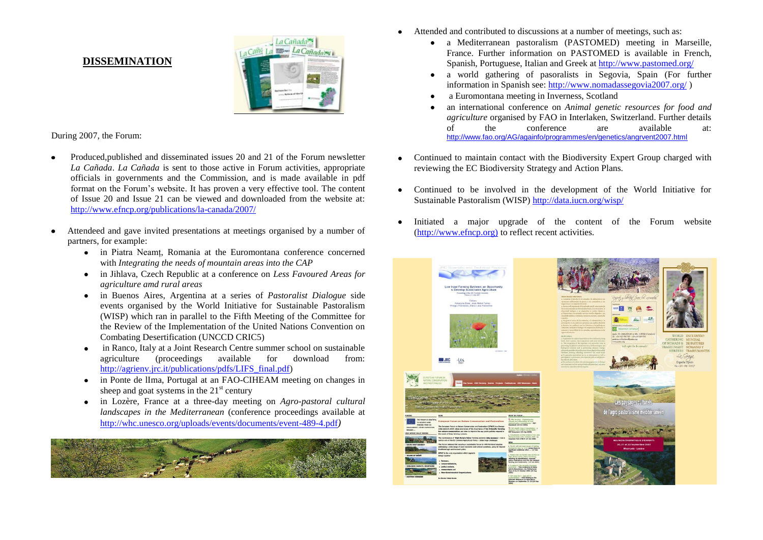## DISSEMINATION

During 2007, the Forum:

- Produced,published and disseminated issues 20 and 21 of the Forum newsletter *La Cañada*. *La Cañada* is sent to those active in Forum activities, appropriate officials in governments and the Commission, and is made available in pdf format on the Forum's website. It has proven a very effective tool. The content of Issue 20 and Issue 21 can be viewed and downloaded from the website at: http://www.efncp.org/publications/la-canada/2007/

- Attendeed and gave invited presentations at meetings organised by a number of partners, for example:
  - in Piatra Neamț, Romania at the Euromontana conference concerned with *Integrating the needs of mountain areas into the CAP*
  - in Jihlava, Czech Republic at a conference on *Less Favoured Areas for agriculture amd rural areas*
  - in Buenos Aires, Argentina at a series of *Pastoralist Dialogue* side events organised by the World Initiative for Sustainable Pastoralism (WISP) which ran in parallel to the Fifth Meeting of the Committee for the Review of the Implementation of the United Nations Convention on Combating Desertification (UNCCD CRIC5)
  - in Ranco, Italy at a Joint Research Centre summer school on sustainable agriculture (proceedings available for download from: http://agrienv.jrc.it/publications/pdfs/LIFS_final.pdf)
  - in Ponte de lIma, Portugal at an FAO-CIHEAM meeting on changes in sheep and goat systems in the 21st century
  - in Lozère, France at a three-day meeting on *Agro-pastoral cultural landscapes in the Mediterranean* (conference proceedings available at http://whc.unesco.org/uploads/events/documents/event-489-4.pdf)

- Attended and contributed to discussions at a number of meetings, such as:
  - a Mediterranean pastoralism (PASTOMED) meeting in Marseille, France. Further information on PASTOMED is available in French, Spanish, Portuguese, Italian and Greek at http://www.pastomed.org/
  - a world gathering of pasoralists in Segovia, Spain (For further information in Spanish see: http://www.nomadassegovia2007.org/ )
  - a Euromontana meeting in Inverness, Scotland
  - an international conference on *Animal genetic resources for food and agriculture* organised by FAO in Interlaken, Switzerland. Further details of the conference are available at: http://www.fao.org/AG/againfo/programmes/en/genetics/angrvent2007.html

- Continued to maintain contact with the Biodiversity Expert Group charged with reviewing the EC Biodiversity Strategy and Action Plans.

- Continued to be involved in the development of the World Initiative for Sustainable Pastoralism (WISP) http://data.iucn.org/wisp/

- Initiated a major upgrade of the content of the Forum website (http://www.efncp.org) to reflect recent activities.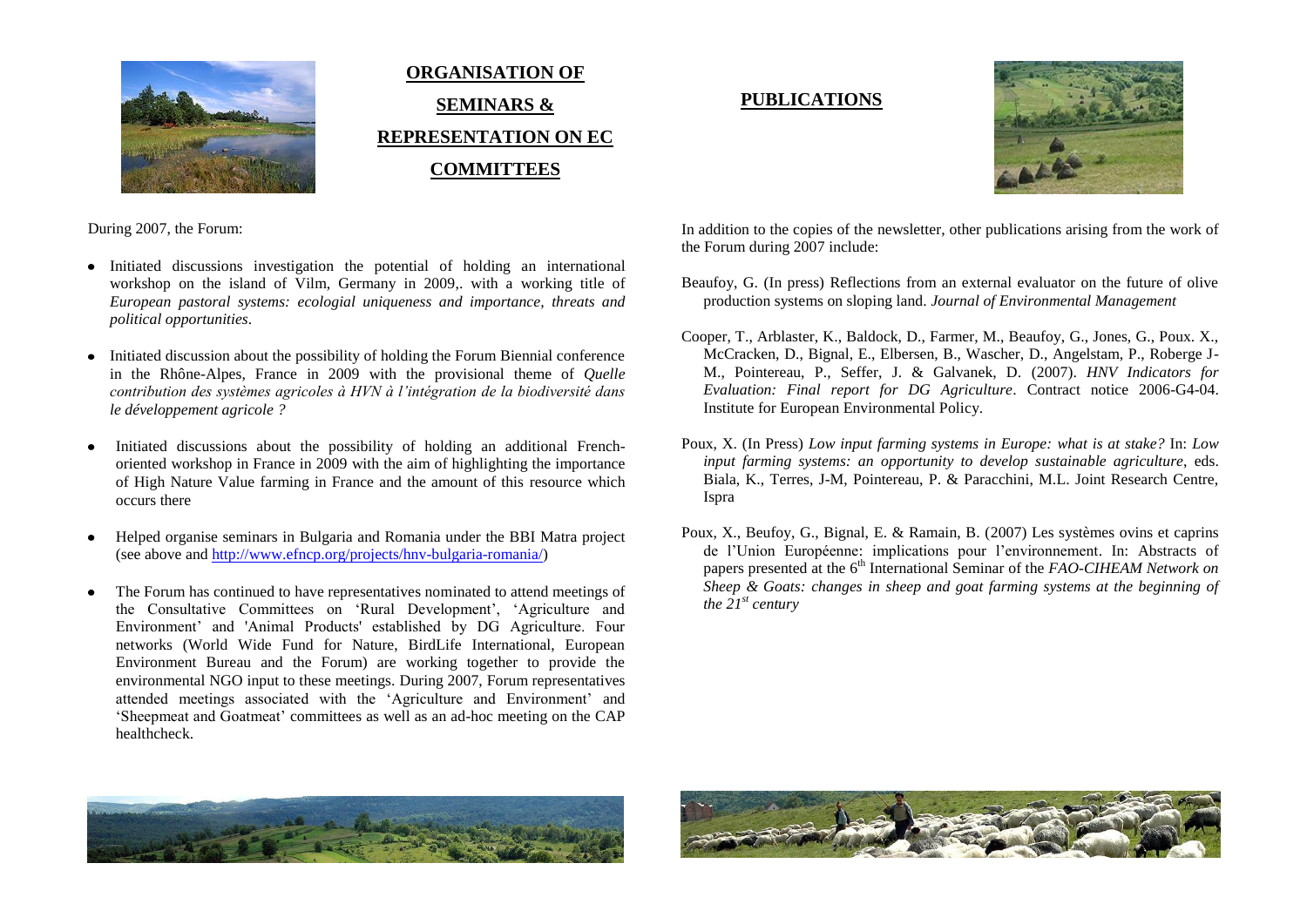## ORGANISATION OF SEMINARS & REPRESENTATION ON EC COMMITTEES

During 2007, the Forum:

- Initiated discussions investigation the potential of holding an international workshop on the island of Vilm, Germany in 2009,. with a working title of *European pastoral systems: ecologial uniqueness and importance, threats and political opportunities*.
- Initiated discussion about the possibility of holding the Forum Biennial conference in the Rhône-Alpes, France in 2009 with the provisional theme of *Quelle contribution des systèmes agricoles à HVN à l'intégration de la biodiversité dans le développement agricole ?*
- Initiated discussions about the possibility of holding an additional French-oriented workshop in France in 2009 with the aim of highlighting the importance of High Nature Value farming in France and the amount of this resource which occurs there
- Helped organise seminars in Bulgaria and Romania under the BBI Matra project (see above and http://www.efncp.org/projects/hnv-bulgaria-romania/)
- The Forum has continued to have representatives nominated to attend meetings of the Consultative Committees on 'Rural Development', 'Agriculture and Environment' and 'Animal Products' established by DG Agriculture. Four networks (World Wide Fund for Nature, BirdLife International, European Environment Bureau and the Forum) are working together to provide the environmental NGO input to these meetings. During 2007, Forum representatives attended meetings associated with the 'Agriculture and Environment' and 'Sheepmeat and Goatmeat' committees as well as an ad-hoc meeting on the CAP healthcheck.

## PUBLICATIONS

In addition to the copies of the newsletter, other publications arising from the work of the Forum during 2007 include:

Beaufoy, G. (In press) Reflections from an external evaluator on the future of olive production systems on sloping land. *Journal of Environmental Management*

Cooper, T., Arblaster, K., Baldock, D., Farmer, M., Beaufoy, G., Jones, G., Poux. X., McCracken, D., Bignal, E., Elbersen, B., Wascher, D., Angelstam, P., Roberge J-M., Pointereau, P., Seffer, J. & Galvanek, D. (2007). *HNV Indicators for Evaluation: Final report for DG Agriculture*. Contract notice 2006-G4-04. Institute for European Environmental Policy.

Poux, X. (In Press) *Low input farming systems in Europe: what is at stake?* In: *Low input farming systems: an opportunity to develop sustainable agriculture*, eds. Biala, K., Terres, J-M, Pointereau, P. & Paracchini, M.L. Joint Research Centre, Ispra

Poux, X., Beufoy, G., Bignal, E. & Ramain, B. (2007) Les systèmes ovins et caprins de l'Union Européenne: implications pour l'environnement. In: Abstracts of papers presented at the 6th International Seminar of the *FAO-CIHEAM Network on Sheep & Goats: changes in sheep and goat farming systems at the beginning of the 21st century*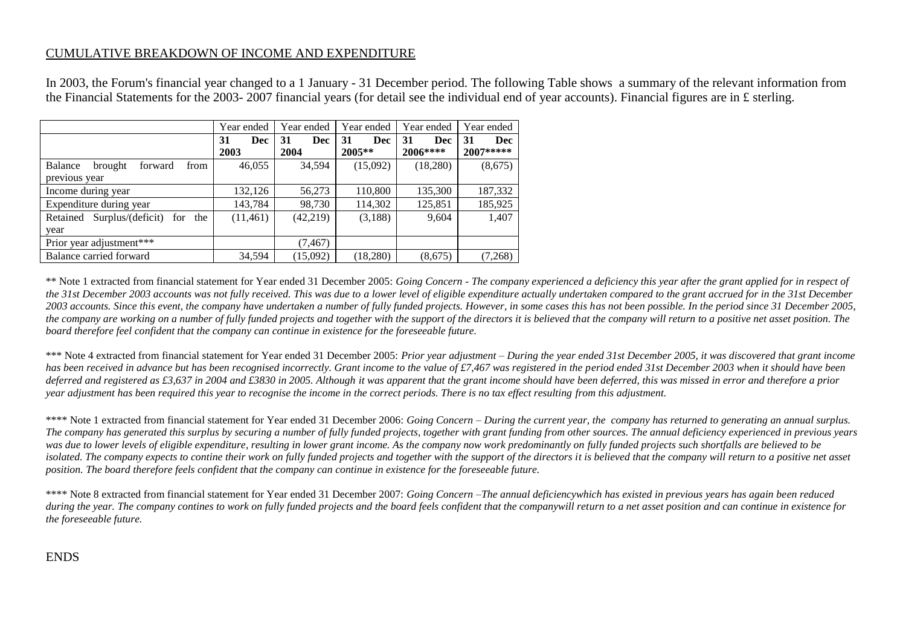CUMULATIVE BREAKDOWN OF INCOME AND EXPENDITURE

In 2003, the Forum's financial year changed to a 1 January - 31 December period. The following Table shows a summary of the relevant information from the Financial Statements for the 2003- 2007 financial years (for detail see the individual end of year accounts). Financial figures are in £ sterling.

| | Year ended **31 Dec 2003** | Year ended **31 Dec 2004** | Year ended **31 Dec 2005**** | Year ended **31 Dec 2006****** | Year ended **31 Dec 2007******* |
|---|---|---|---|---|---|
| Balance brought forward from previous year | 46,055 | 34,594 | (15,092) | (18,280) | (8,675) |
| Income during year | 132,126 | 56,273 | 110,800 | 135,300 | 187,332 |
| Expenditure during year | 143,784 | 98,730 | 114,302 | 125,851 | 185,925 |
| Retained Surplus/(deficit) for the year | (11,461) | (42,219) | (3,188) | 9,604 | 1,407 |
| Prior year adjustment*** | | (7,467) | | | |
| Balance carried forward | 34,594 | (15,092) | (18,280) | (8,675) | (7,268) |

** Note 1 extracted from financial statement for Year ended 31 December 2005: *Going Concern - The company experienced a deficiency this year after the grant applied for in respect of the 31st December 2003 accounts was not fully received. This was due to a lower level of eligible expenditure actually undertaken compared to the grant accrued for in the 31st December 2003 accounts. Since this event, the company have undertaken a number of fully funded projects. However, in some cases this has not been possible. In the period since 31 December 2005, the company are working on a number of fully funded projects and together with the support of the directors it is believed that the company will return to a positive net asset position. The board therefore feel confident that the company can continue in existence for the foreseeable future.*

*** Note 4 extracted from financial statement for Year ended 31 December 2005: *Prior year adjustment – During the year ended 31st December 2005, it was discovered that grant income has been received in advance but has been recognised incorrectly. Grant income to the value of £7,467 was registered in the period ended 31st December 2003 when it should have been deferred and registered as £3,637 in 2004 and £3830 in 2005. Although it was apparent that the grant income should have been deferred, this was missed in error and therefore a prior year adjustment has been required this year to recognise the income in the correct periods. There is no tax effect resulting from this adjustment.*

**** Note 1 extracted from financial statement for Year ended 31 December 2006: *Going Concern – During the current year, the company has returned to generating an annual surplus. The company has generated this surplus by securing a number of fully funded projects, together with grant funding from other sources. The annual deficiency experienced in previous years was due to lower levels of eligible expenditure, resulting in lower grant income. As the company now work predominantly on fully funded projects such shortfalls are believed to be isolated. The company expects to contine their work on fully funded projects and together with the support of the directors it is believed that the company will return to a positive net asset position. The board therefore feels confident that the company can continue in existence for the foreseeable future.*

**** Note 8 extracted from financial statement for Year ended 31 December 2007: *Going Concern –The annual deficiencywhich has existed in previous years has again been reduced during the year. The company contines to work on fully funded projects and the board feels confident that the companywill return to a net asset position and can continue in existence for the foreseeable future.*

ENDS